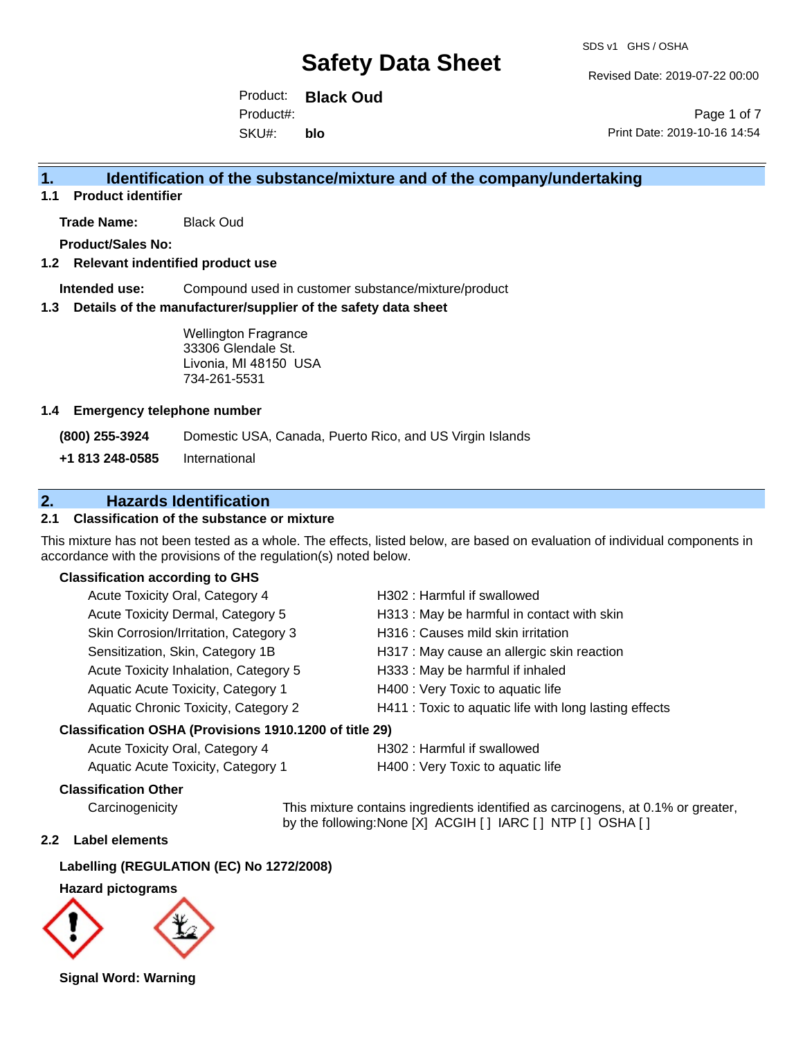# Safety Data Sheet

SDS v1 GHS / OSHA

Revised Date: 2019-07-22 00:00

Product: **Black Oud**
Product#:
SKU#: **blo**

Print Date: 2019-10-16 14:54

## 1. Identification of the substance/mixture and of the company/undertaking

### 1.1 Product identifier

**Trade Name:** Black Oud

**Product/Sales No:**

### 1.2 Relevant indentified product use

**Intended use:** Compound used in customer substance/mixture/product

### 1.3 Details of the manufacturer/supplier of the safety data sheet

Wellington Fragrance
33306 Glendale St.
Livonia, MI 48150 USA
734-261-5531

### 1.4 Emergency telephone number

**(800) 255-3924** Domestic USA, Canada, Puerto Rico, and US Virgin Islands

**+1 813 248-0585** International

## 2. Hazards Identification

### 2.1 Classification of the substance or mixture

This mixture has not been tested as a whole. The effects, listed below, are based on evaluation of individual components in accordance with the provisions of the regulation(s) noted below.

**Classification according to GHS**

| | |
|---|---|
| Acute Toxicity Oral, Category 4 | H302 : Harmful if swallowed |
| Acute Toxicity Dermal, Category 5 | H313 : May be harmful in contact with skin |
| Skin Corrosion/Irritation, Category 3 | H316 : Causes mild skin irritation |
| Sensitization, Skin, Category 1B | H317 : May cause an allergic skin reaction |
| Acute Toxicity Inhalation, Category 5 | H333 : May be harmful if inhaled |
| Aquatic Acute Toxicity, Category 1 | H400 : Very Toxic to aquatic life |
| Aquatic Chronic Toxicity, Category 2 | H411 : Toxic to aquatic life with long lasting effects |

**Classification OSHA (Provisions 1910.1200 of title 29)**

| | |
|---|---|
| Acute Toxicity Oral, Category 4 | H302 : Harmful if swallowed |
| Aquatic Acute Toxicity, Category 1 | H400 : Very Toxic to aquatic life |

**Classification Other**

Carcinogenicity: This mixture contains ingredients identified as carcinogens, at 0.1% or greater, by the following:None [X] ACGIH [ ] IARC [ ] NTP [ ] OSHA [ ]

### 2.2 Label elements

**Labelling (REGULATION (EC) No 1272/2008)**

**Hazard pictograms**

**Signal Word: Warning**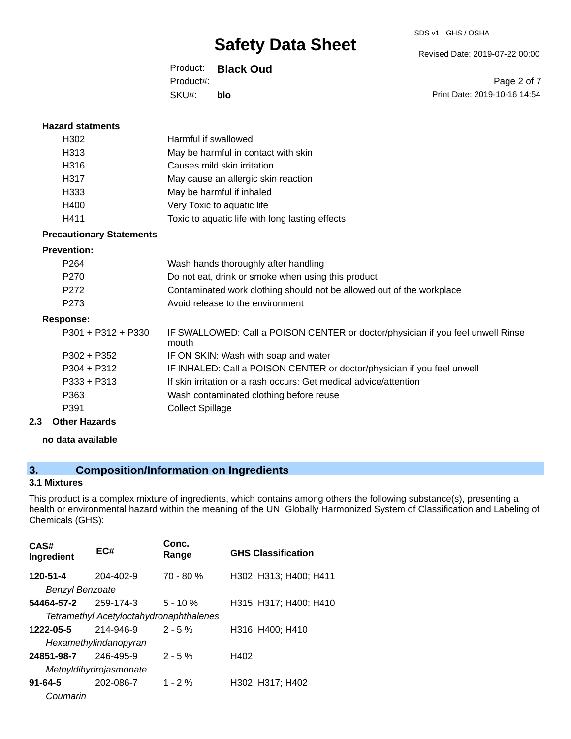**Hazard statments**

| | |
|---|---|
| H302 | Harmful if swallowed |
| H313 | May be harmful in contact with skin |
| H316 | Causes mild skin irritation |
| H317 | May cause an allergic skin reaction |
| H333 | May be harmful if inhaled |
| H400 | Very Toxic to aquatic life |
| H411 | Toxic to aquatic life with long lasting effects |

**Precautionary Statements**

**Prevention:**

| | |
|---|---|
| P264 | Wash hands thoroughly after handling |
| P270 | Do not eat, drink or smoke when using this product |
| P272 | Contaminated work clothing should not be allowed out of the workplace |
| P273 | Avoid release to the environment |

**Response:**

| | |
|---|---|
| P301 + P312 + P330 | IF SWALLOWED: Call a POISON CENTER or doctor/physician if you feel unwell Rinse mouth |
| P302 + P352 | IF ON SKIN: Wash with soap and water |
| P304 + P312 | IF INHALED: Call a POISON CENTER or doctor/physician if you feel unwell |
| P333 + P313 | If skin irritation or a rash occurs: Get medical advice/attention |
| P363 | Wash contaminated clothing before reuse |
| P391 | Collect Spillage |

### 2.3 Other Hazards

**no data available**

## 3. Composition/Information on Ingredients

### 3.1 Mixtures

This product is a complex mixture of ingredients, which contains among others the following substance(s), presenting a health or environmental hazard within the meaning of the UN Globally Harmonized System of Classification and Labeling of Chemicals (GHS):

| CAS# Ingredient | EC# | Conc. Range | GHS Classification |
|---|---|---|---|
| **120-51-4** | 204-402-9 | 70 - 80 % | H302; H313; H400; H411 |
| *Benzyl Benzoate* | | | |
| **54464-57-2** | 259-174-3 | 5 - 10 % | H315; H317; H400; H410 |
| *Tetramethyl Acetyloctahydronaphthalenes* | | | |
| **1222-05-5** | 214-946-9 | 2 - 5 % | H316; H400; H410 |
| *Hexamethylindanopyran* | | | |
| **24851-98-7** | 246-495-9 | 2 - 5 % | H402 |
| *Methyldihydrojasmonate* | | | |
| **91-64-5** | 202-086-7 | 1 - 2 % | H302; H317; H402 |
| *Coumarin* | | | |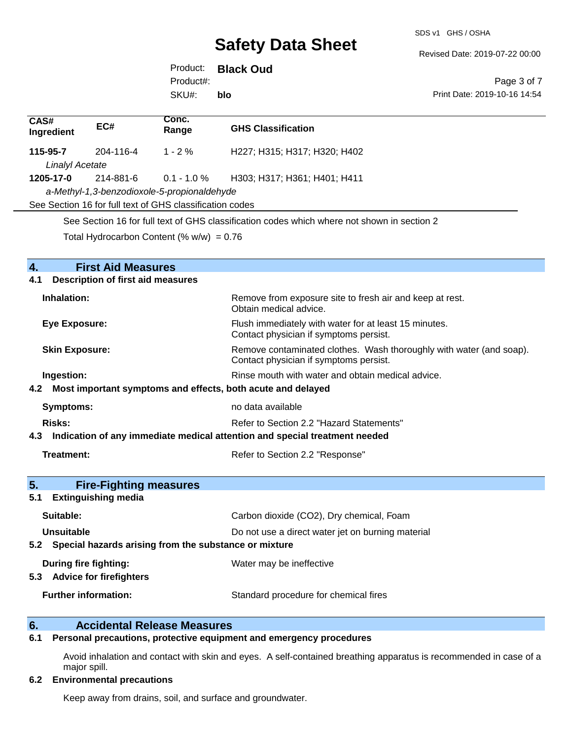| CAS# Ingredient | EC# | Conc. Range | GHS Classification |
| --- | --- | --- | --- |
| **115-95-7** | 204-116-4 | 1 - 2 % | H227; H315; H317; H320; H402 |
| *Linalyl Acetate* | | | |
| **1205-17-0** | 214-881-6 | 0.1 - 1.0 % | H303; H317; H361; H401; H411 |
| *a-Methyl-1,3-benzodioxole-5-propionaldehyde* | | | |
| See Section 16 for full text of GHS classification codes | | | |

See Section 16 for full text of GHS classification codes which where not shown in section 2

Total Hydrocarbon Content (% w/w) = 0.76

## 4. First Aid Measures

### 4.1 Description of first aid measures

**Inhalation:** Remove from exposure site to fresh air and keep at rest. Obtain medical advice.

**Eye Exposure:** Flush immediately with water for at least 15 minutes. Contact physician if symptoms persist.

**Skin Exposure:** Remove contaminated clothes. Wash thoroughly with water (and soap). Contact physician if symptoms persist.

**Ingestion:** Rinse mouth with water and obtain medical advice.

### 4.2 Most important symptoms and effects, both acute and delayed

**Symptoms:** no data available

**Risks:** Refer to Section 2.2 "Hazard Statements"

### 4.3 Indication of any immediate medical attention and special treatment needed

**Treatment:** Refer to Section 2.2 "Response"

## 5. Fire-Fighting measures

### 5.1 Extinguishing media

**Suitable:** Carbon dioxide (CO2), Dry chemical, Foam

**Unsuitable** Do not use a direct water jet on burning material

### 5.2 Special hazards arising from the substance or mixture

**During fire fighting:** Water may be ineffective

### 5.3 Advice for firefighters

**Further information:** Standard procedure for chemical fires

## 6. Accidental Release Measures

### 6.1 Personal precautions, protective equipment and emergency procedures

Avoid inhalation and contact with skin and eyes. A self-contained breathing apparatus is recommended in case of a major spill.

### 6.2 Environmental precautions

Keep away from drains, soil, and surface and groundwater.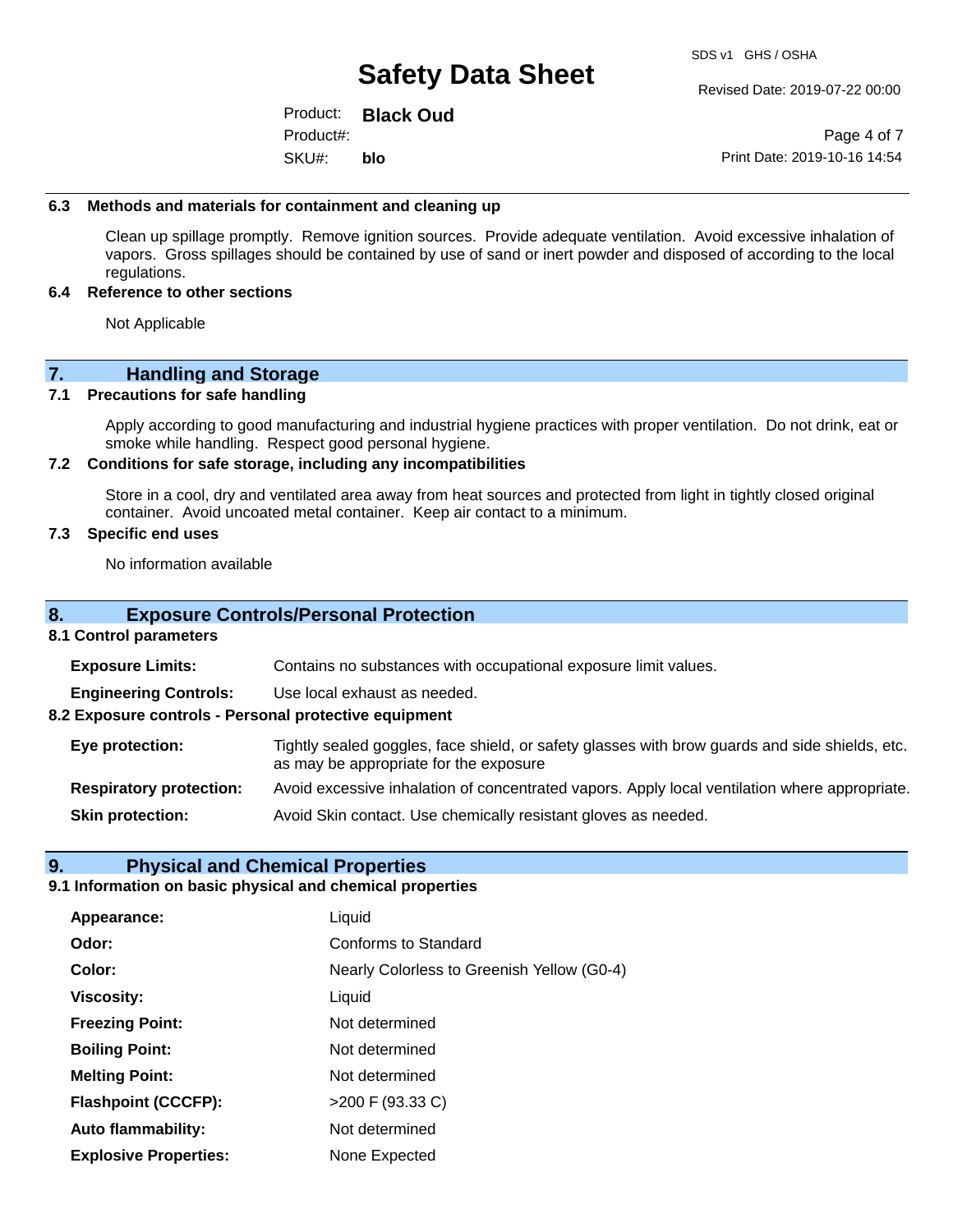### 6.3 Methods and materials for containment and cleaning up

Clean up spillage promptly. Remove ignition sources. Provide adequate ventilation. Avoid excessive inhalation of vapors. Gross spillages should be contained by use of sand or inert powder and disposed of according to the local regulations.

### 6.4 Reference to other sections

Not Applicable

## 7. Handling and Storage

### 7.1 Precautions for safe handling

Apply according to good manufacturing and industrial hygiene practices with proper ventilation. Do not drink, eat or smoke while handling. Respect good personal hygiene.

### 7.2 Conditions for safe storage, including any incompatibilities

Store in a cool, dry and ventilated area away from heat sources and protected from light in tightly closed original container. Avoid uncoated metal container. Keep air contact to a minimum.

### 7.3 Specific end uses

No information available

## 8. Exposure Controls/Personal Protection

### 8.1 Control parameters

**Exposure Limits:** Contains no substances with occupational exposure limit values.

**Engineering Controls:** Use local exhaust as needed.

### 8.2 Exposure controls - Personal protective equipment

**Eye protection:** Tightly sealed goggles, face shield, or safety glasses with brow guards and side shields, etc. as may be appropriate for the exposure

**Respiratory protection:** Avoid excessive inhalation of concentrated vapors. Apply local ventilation where appropriate.

**Skin protection:** Avoid Skin contact. Use chemically resistant gloves as needed.

## 9. Physical and Chemical Properties

### 9.1 Information on basic physical and chemical properties

**Appearance:** Liquid

**Odor:** Conforms to Standard

**Color:** Nearly Colorless to Greenish Yellow (G0-4)

**Viscosity:** Liquid

**Freezing Point:** Not determined

**Boiling Point:** Not determined

**Melting Point:** Not determined

**Flashpoint (CCCFP):** >200 F (93.33 C)

**Auto flammability:** Not determined

**Explosive Properties:** None Expected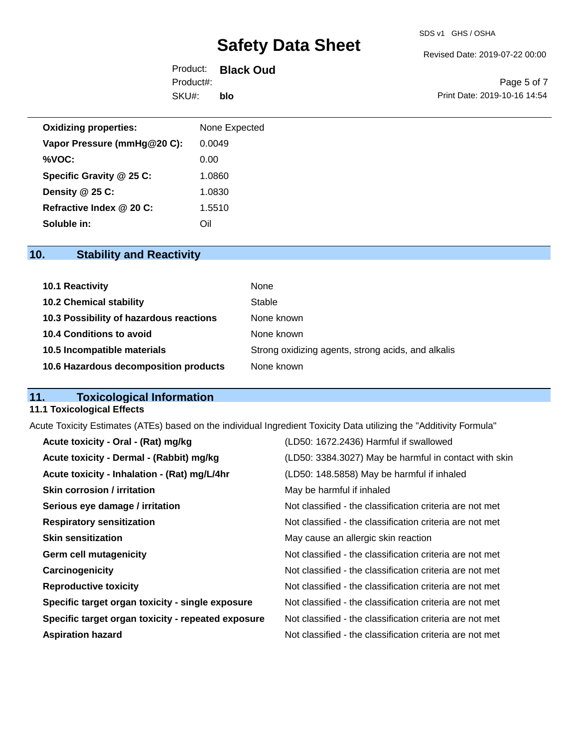| | |
|---|---|
| **Oxidizing properties:** | None Expected |
| **Vapor Pressure (mmHg@20 C):** | 0.0049 |
| **%VOC:** | 0.00 |
| **Specific Gravity @ 25 C:** | 1.0860 |
| **Density @ 25 C:** | 1.0830 |
| **Refractive Index @ 20 C:** | 1.5510 |
| **Soluble in:** | Oil |

## 10. Stability and Reactivity

| | |
|---|---|
| **10.1 Reactivity** | None |
| **10.2 Chemical stability** | Stable |
| **10.3 Possibility of hazardous reactions** | None known |
| **10.4 Conditions to avoid** | None known |
| **10.5 Incompatible materials** | Strong oxidizing agents, strong acids, and alkalis |
| **10.6 Hazardous decomposition products** | None known |

## 11. Toxicological Information

### 11.1 Toxicological Effects

Acute Toxicity Estimates (ATEs) based on the individual Ingredient Toxicity Data utilizing the "Additivity Formula"

| | |
|---|---|
| **Acute toxicity - Oral - (Rat) mg/kg** | (LD50: 1672.2436) Harmful if swallowed |
| **Acute toxicity - Dermal - (Rabbit) mg/kg** | (LD50: 3384.3027) May be harmful in contact with skin |
| **Acute toxicity - Inhalation - (Rat) mg/L/4hr** | (LD50: 148.5858) May be harmful if inhaled |
| **Skin corrosion / irritation** | May be harmful if inhaled |
| **Serious eye damage / irritation** | Not classified - the classification criteria are not met |
| **Respiratory sensitization** | Not classified - the classification criteria are not met |
| **Skin sensitization** | May cause an allergic skin reaction |
| **Germ cell mutagenicity** | Not classified - the classification criteria are not met |
| **Carcinogenicity** | Not classified - the classification criteria are not met |
| **Reproductive toxicity** | Not classified - the classification criteria are not met |
| **Specific target organ toxicity - single exposure** | Not classified - the classification criteria are not met |
| **Specific target organ toxicity - repeated exposure** | Not classified - the classification criteria are not met |
| **Aspiration hazard** | Not classified - the classification criteria are not met |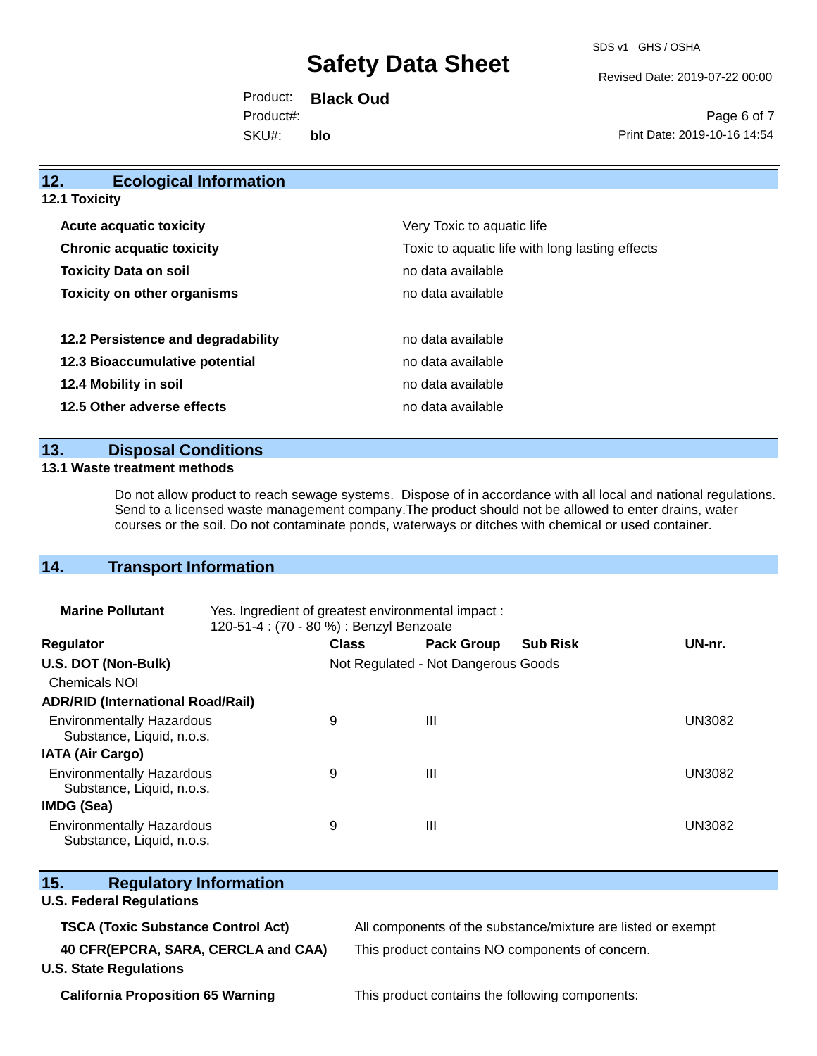## 12. Ecological Information

### 12.1 Toxicity

| | |
|---|---|
| **Acute acquatic toxicity** | Very Toxic to aquatic life |
| **Chronic acquatic toxicity** | Toxic to aquatic life with long lasting effects |
| **Toxicity Data on soil** | no data available |
| **Toxicity on other organisms** | no data available |

| | |
|---|---|
| **12.2 Persistence and degradability** | no data available |
| **12.3 Bioaccumulative potential** | no data available |
| **12.4 Mobility in soil** | no data available |
| **12.5 Other adverse effects** | no data available |

## 13. Disposal Conditions

### 13.1 Waste treatment methods

Do not allow product to reach sewage systems. Dispose of in accordance with all local and national regulations. Send to a licensed waste management company.The product should not be allowed to enter drains, water courses or the soil. Do not contaminate ponds, waterways or ditches with chemical or used container.

## 14. Transport Information

**Marine Pollutant** Yes. Ingredient of greatest environmental impact :
120-51-4 : (70 - 80 %) : Benzyl Benzoate

| Regulator | Class | Pack Group | Sub Risk | UN-nr. |
|---|---|---|---|---|
| **U.S. DOT (Non-Bulk)** | Not Regulated - Not Dangerous Goods | | | |
| Chemicals NOI | | | | |
| **ADR/RID (International Road/Rail)** | | | | |
| Environmentally Hazardous Substance, Liquid, n.o.s. | 9 | III | | UN3082 |
| **IATA (Air Cargo)** | | | | |
| Environmentally Hazardous Substance, Liquid, n.o.s. | 9 | III | | UN3082 |
| **IMDG (Sea)** | | | | |
| Environmentally Hazardous Substance, Liquid, n.o.s. | 9 | III | | UN3082 |

## 15. Regulatory Information

**U.S. Federal Regulations**

| | |
|---|---|
| **TSCA (Toxic Substance Control Act)** | All components of the substance/mixture are listed or exempt |
| **40 CFR(EPCRA, SARA, CERCLA and CAA)** | This product contains NO components of concern. |

**U.S. State Regulations**

| | |
|---|---|
| **California Proposition 65 Warning** | This product contains the following components: |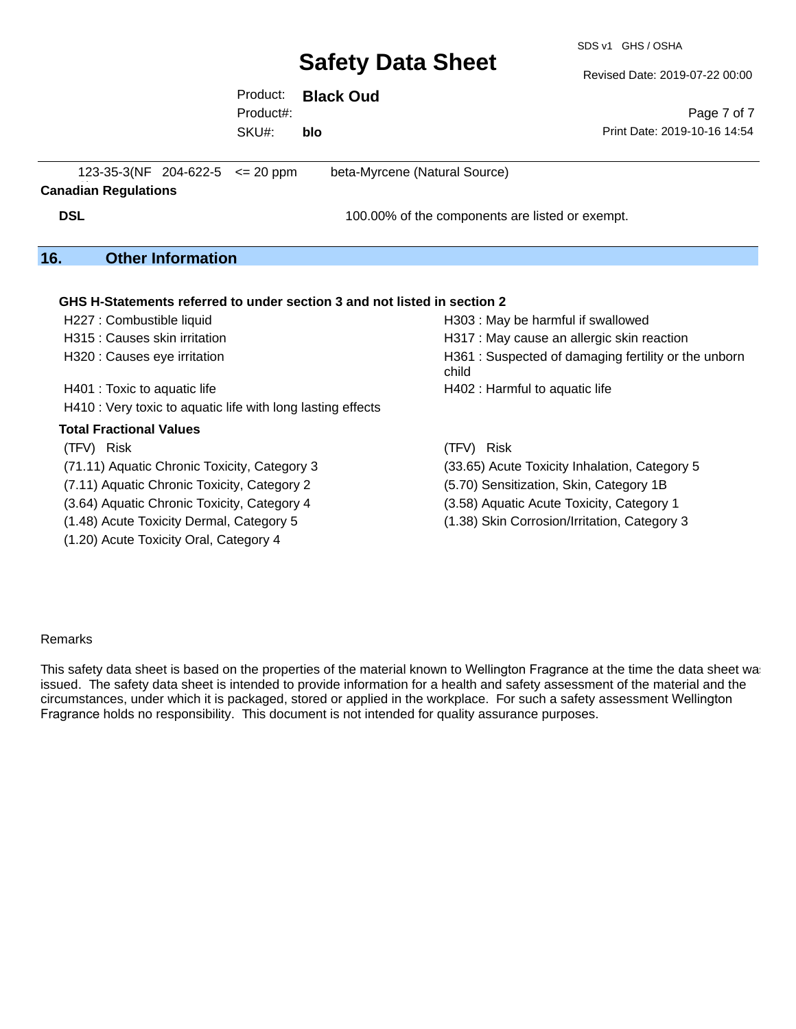| | | | |
|---|---|---|---|
| 123-35-3(NF | 204-622-5 | <= 20 ppm | beta-Myrcene (Natural Source) |

**Canadian Regulations**

**DSL** 100.00% of the components are listed or exempt.

## 16. Other Information

**GHS H-Statements referred to under section 3 and not listed in section 2**

H227 : Combustible liquid

H303 : May be harmful if swallowed

H315 : Causes skin irritation

H317 : May cause an allergic skin reaction

H320 : Causes eye irritation

H361 : Suspected of damaging fertility or the unborn child

H401 : Toxic to aquatic life

H402 : Harmful to aquatic life

H410 : Very toxic to aquatic life with long lasting effects

**Total Fractional Values**

| (TFV) Risk | (TFV) Risk |
|---|---|
| (71.11) Aquatic Chronic Toxicity, Category 3 | (33.65) Acute Toxicity Inhalation, Category 5 |
| (7.11) Aquatic Chronic Toxicity, Category 2 | (5.70) Sensitization, Skin, Category 1B |
| (3.64) Aquatic Chronic Toxicity, Category 4 | (3.58) Aquatic Acute Toxicity, Category 1 |
| (1.48) Acute Toxicity Dermal, Category 5 | (1.38) Skin Corrosion/Irritation, Category 3 |
| (1.20) Acute Toxicity Oral, Category 4 | |

Remarks

This safety data sheet is based on the properties of the material known to Wellington Fragrance at the time the data sheet was issued. The safety data sheet is intended to provide information for a health and safety assessment of the material and the circumstances, under which it is packaged, stored or applied in the workplace. For such a safety assessment Wellington Fragrance holds no responsibility. This document is not intended for quality assurance purposes.